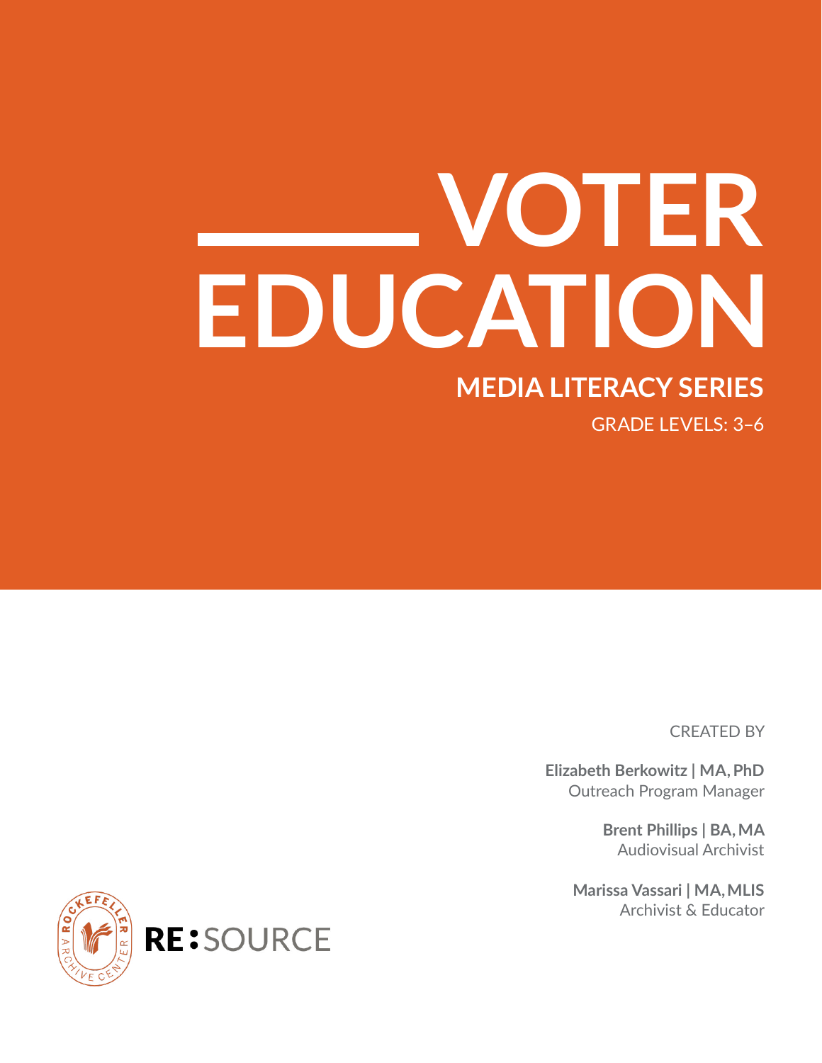# VOTER EDUCATION

## MEDIA LITERACY SERIES

GRADE LEVELS: 3–6

CREATED BY

**Elizabeth Berkowitz | MA, PhD**
Outreach Program Manager

**Brent Phillips | BA, MA**
Audiovisual Archivist

**Marissa Vassari | MA, MLIS**
Archivist & Educator

ROCKEFELLER ARCHIVE CENTER

**RE**:SOURCE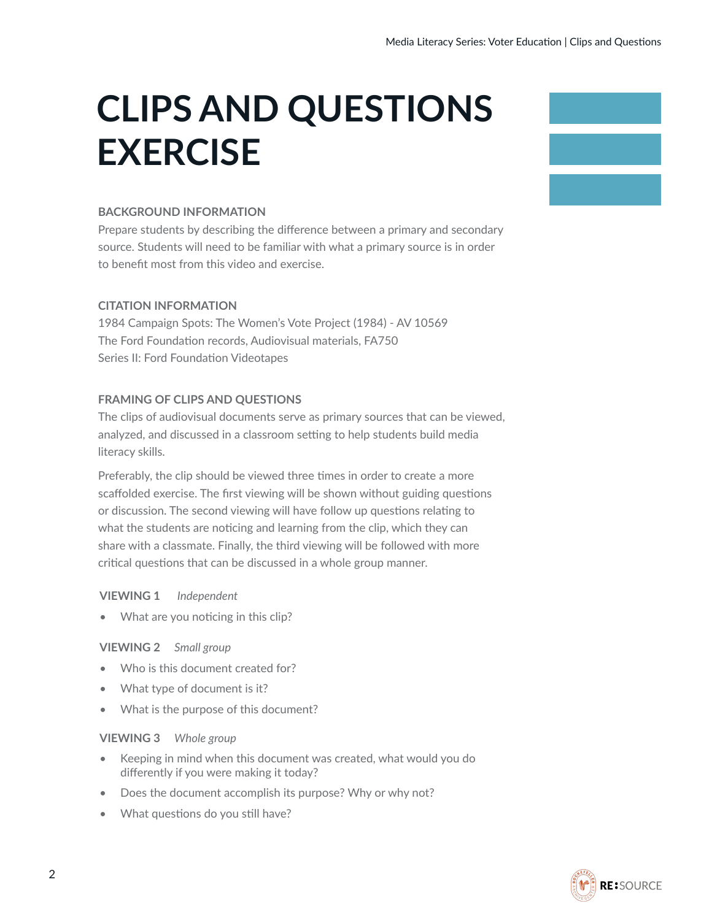# CLIPS AND QUESTIONS EXERCISE

### BACKGROUND INFORMATION

Prepare students by describing the difference between a primary and secondary source. Students will need to be familiar with what a primary source is in order to benefit most from this video and exercise.

### CITATION INFORMATION

1984 Campaign Spots: The Women's Vote Project (1984) - AV 10569
The Ford Foundation records, Audiovisual materials, FA750
Series II: Ford Foundation Videotapes

### FRAMING OF CLIPS AND QUESTIONS

The clips of audiovisual documents serve as primary sources that can be viewed, analyzed, and discussed in a classroom setting to help students build media literacy skills.

Preferably, the clip should be viewed three times in order to create a more scaffolded exercise. The first viewing will be shown without guiding questions or discussion. The second viewing will have follow up questions relating to what the students are noticing and learning from the clip, which they can share with a classmate. Finally, the third viewing will be followed with more critical questions that can be discussed in a whole group manner.

**VIEWING 1** *Independent*

- What are you noticing in this clip?

**VIEWING 2** *Small group*

- Who is this document created for?
- What type of document is it?
- What is the purpose of this document?

**VIEWING 3** *Whole group*

- Keeping in mind when this document was created, what would you do differently if you were making it today?
- Does the document accomplish its purpose? Why or why not?
- What questions do you still have?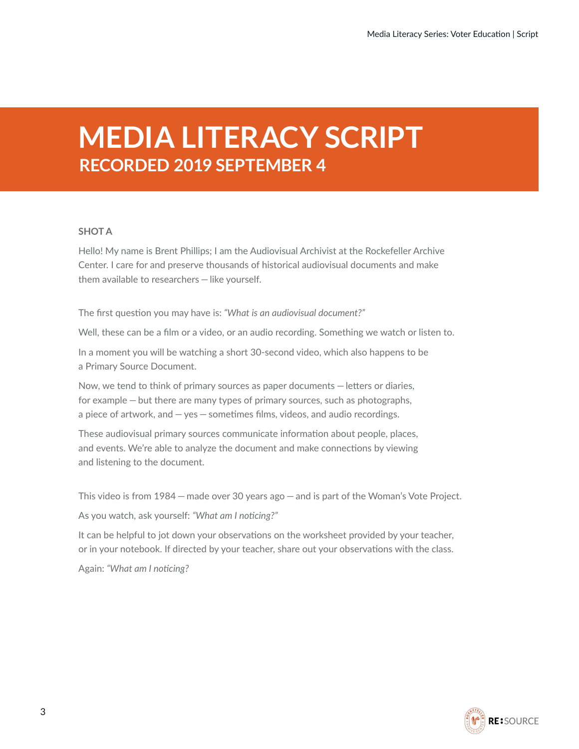# MEDIA LITERACY SCRIPT

## RECORDED 2019 SEPTEMBER 4

**SHOT A**

Hello! My name is Brent Phillips; I am the Audiovisual Archivist at the Rockefeller Archive Center. I care for and preserve thousands of historical audiovisual documents and make them available to researchers — like yourself.

The first question you may have is: *"What is an audiovisual document?"*

Well, these can be a film or a video, or an audio recording. Something we watch or listen to.

In a moment you will be watching a short 30-second video, which also happens to be a Primary Source Document.

Now, we tend to think of primary sources as paper documents — letters or diaries, for example — but there are many types of primary sources, such as photographs, a piece of artwork, and — yes — sometimes films, videos, and audio recordings.

These audiovisual primary sources communicate information about people, places, and events. We're able to analyze the document and make connections by viewing and listening to the document.

This video is from 1984 — made over 30 years ago — and is part of the Woman's Vote Project.

As you watch, ask yourself: *"What am I noticing?"*

It can be helpful to jot down your observations on the worksheet provided by your teacher, or in your notebook. If directed by your teacher, share out your observations with the class.

Again: *"What am I noticing?*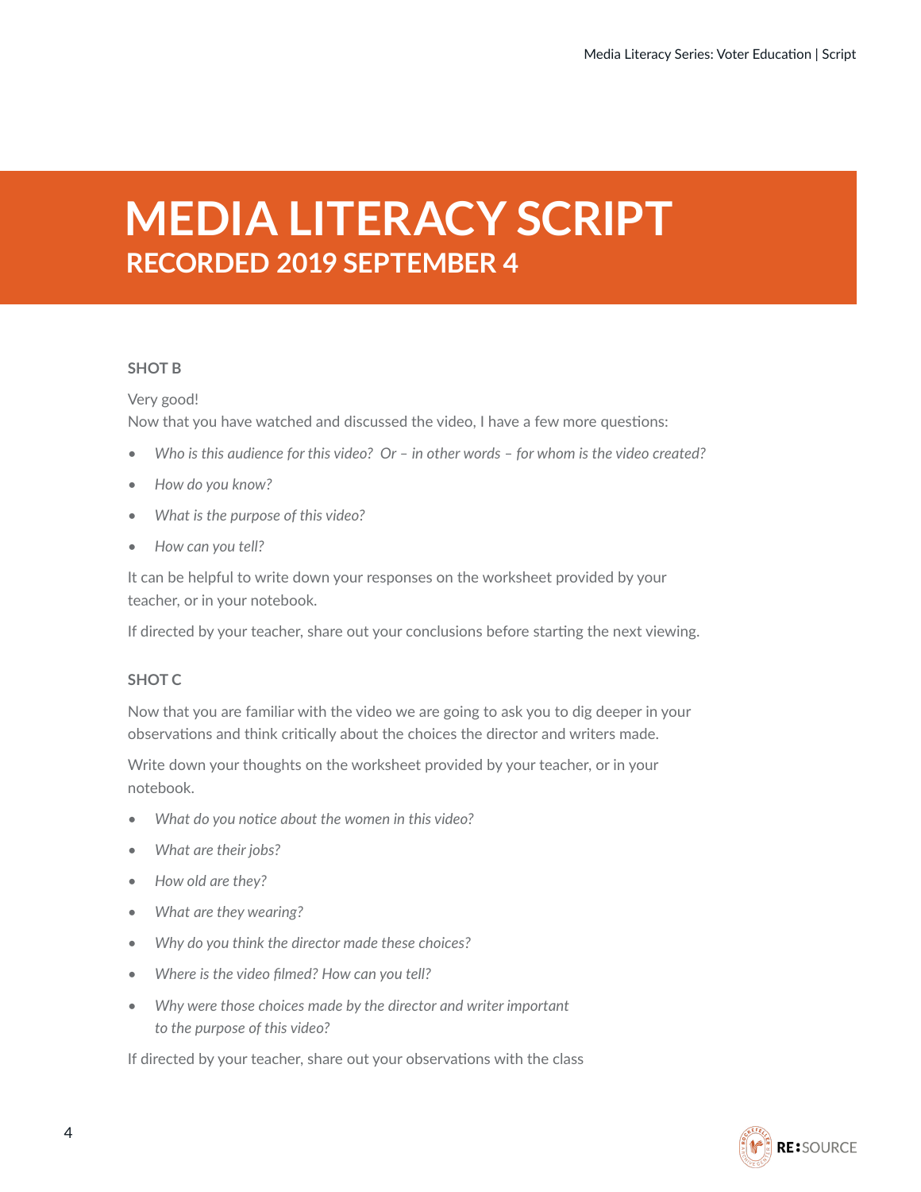# MEDIA LITERACY SCRIPT

## RECORDED 2019 SEPTEMBER 4

### SHOT B

Very good!
Now that you have watched and discussed the video, I have a few more questions:

- *Who is this audience for this video? Or – in other words – for whom is the video created?*
- *How do you know?*
- *What is the purpose of this video?*
- *How can you tell?*

It can be helpful to write down your responses on the worksheet provided by your teacher, or in your notebook.

If directed by your teacher, share out your conclusions before starting the next viewing.

### SHOT C

Now that you are familiar with the video we are going to ask you to dig deeper in your observations and think critically about the choices the director and writers made.

Write down your thoughts on the worksheet provided by your teacher, or in your notebook.

- *What do you notice about the women in this video?*
- *What are their jobs?*
- *How old are they?*
- *What are they wearing?*
- *Why do you think the director made these choices?*
- *Where is the video filmed? How can you tell?*
- *Why were those choices made by the director and writer important to the purpose of this video?*

If directed by your teacher, share out your observations with the class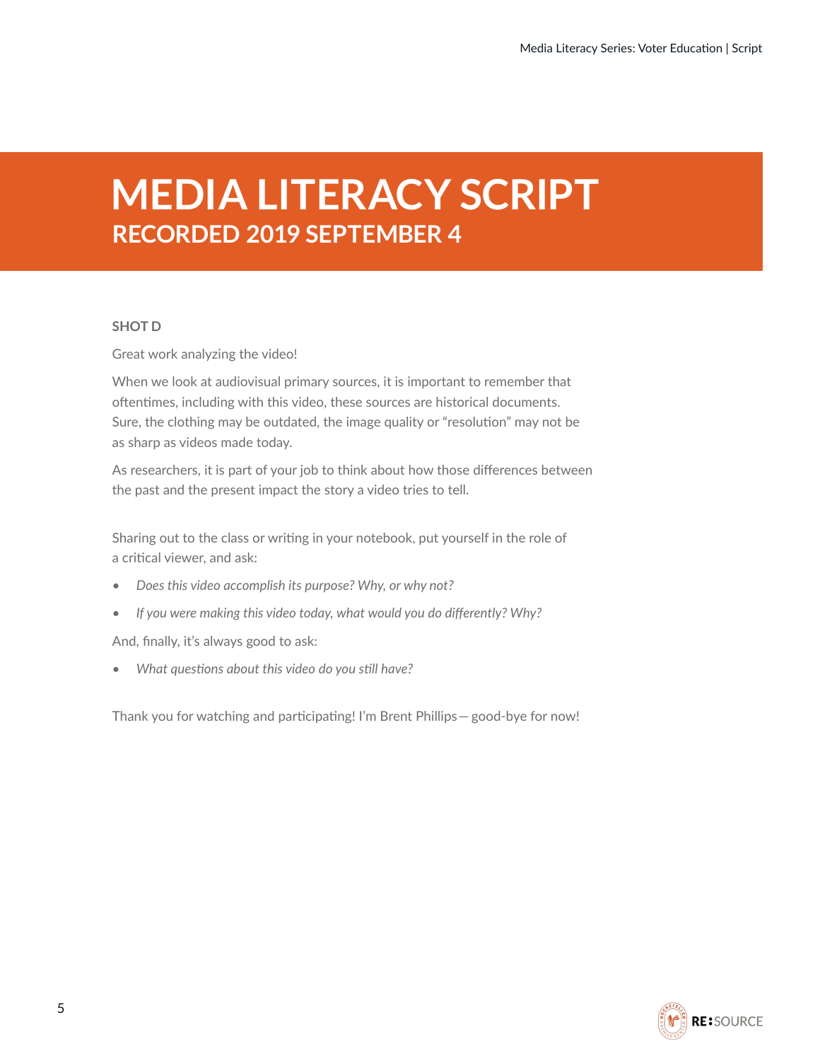# MEDIA LITERACY SCRIPT

## RECORDED 2019 SEPTEMBER 4

**SHOT D**

Great work analyzing the video!

When we look at audiovisual primary sources, it is important to remember that oftentimes, including with this video, these sources are historical documents. Sure, the clothing may be outdated, the image quality or "resolution" may not be as sharp as videos made today.

As researchers, it is part of your job to think about how those differences between the past and the present impact the story a video tries to tell.

Sharing out to the class or writing in your notebook, put yourself in the role of a critical viewer, and ask:

- *Does this video accomplish its purpose? Why, or why not?*
- *If you were making this video today, what would you do differently? Why?*

And, finally, it's always good to ask:

- *What questions about this video do you still have?*

Thank you for watching and participating! I'm Brent Phillips— good-bye for now!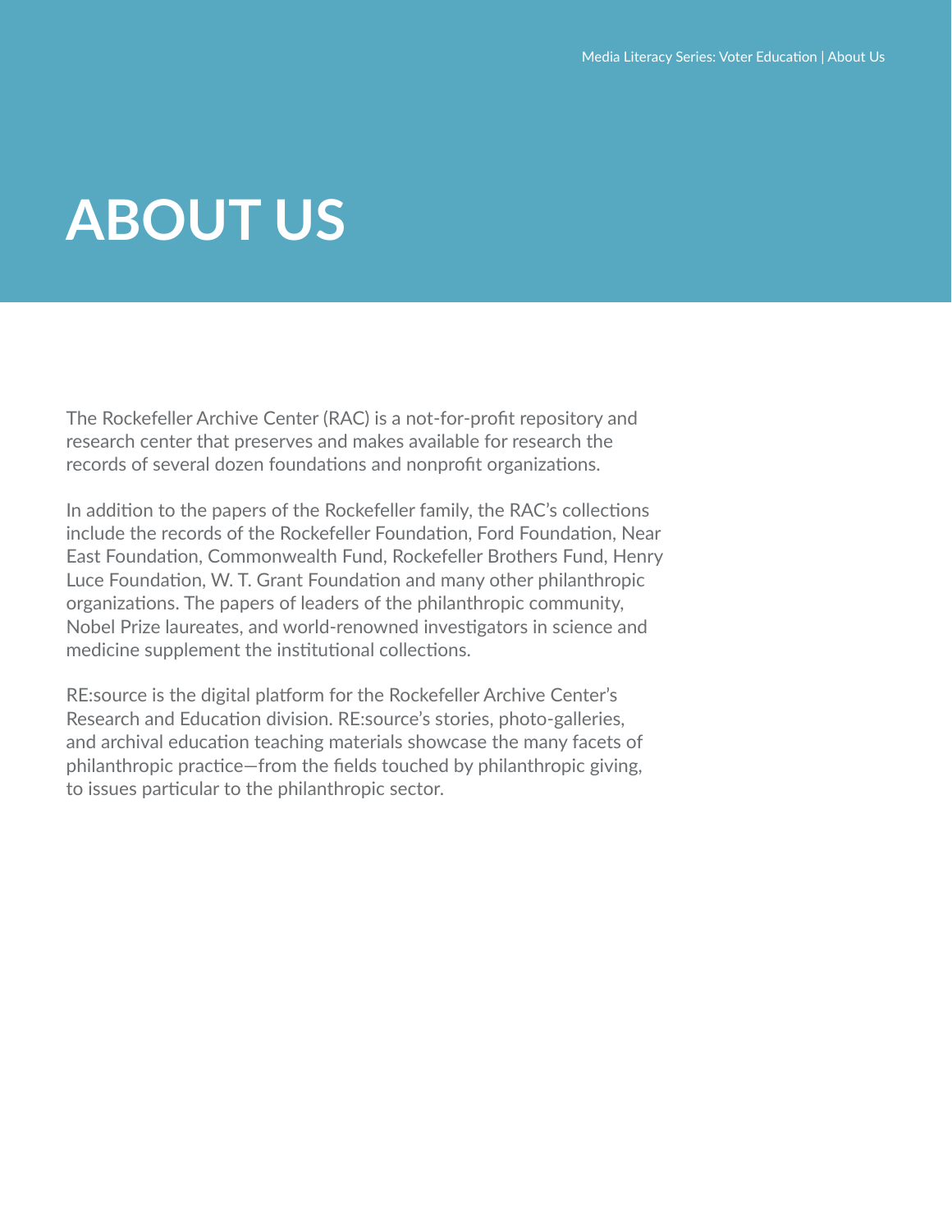# ABOUT US

The Rockefeller Archive Center (RAC) is a not-for-profit repository and research center that preserves and makes available for research the records of several dozen foundations and nonprofit organizations.

In addition to the papers of the Rockefeller family, the RAC's collections include the records of the Rockefeller Foundation, Ford Foundation, Near East Foundation, Commonwealth Fund, Rockefeller Brothers Fund, Henry Luce Foundation, W. T. Grant Foundation and many other philanthropic organizations. The papers of leaders of the philanthropic community, Nobel Prize laureates, and world-renowned investigators in science and medicine supplement the institutional collections.

RE:source is the digital platform for the Rockefeller Archive Center's Research and Education division. RE:source's stories, photo-galleries, and archival education teaching materials showcase the many facets of philanthropic practice—from the fields touched by philanthropic giving, to issues particular to the philanthropic sector.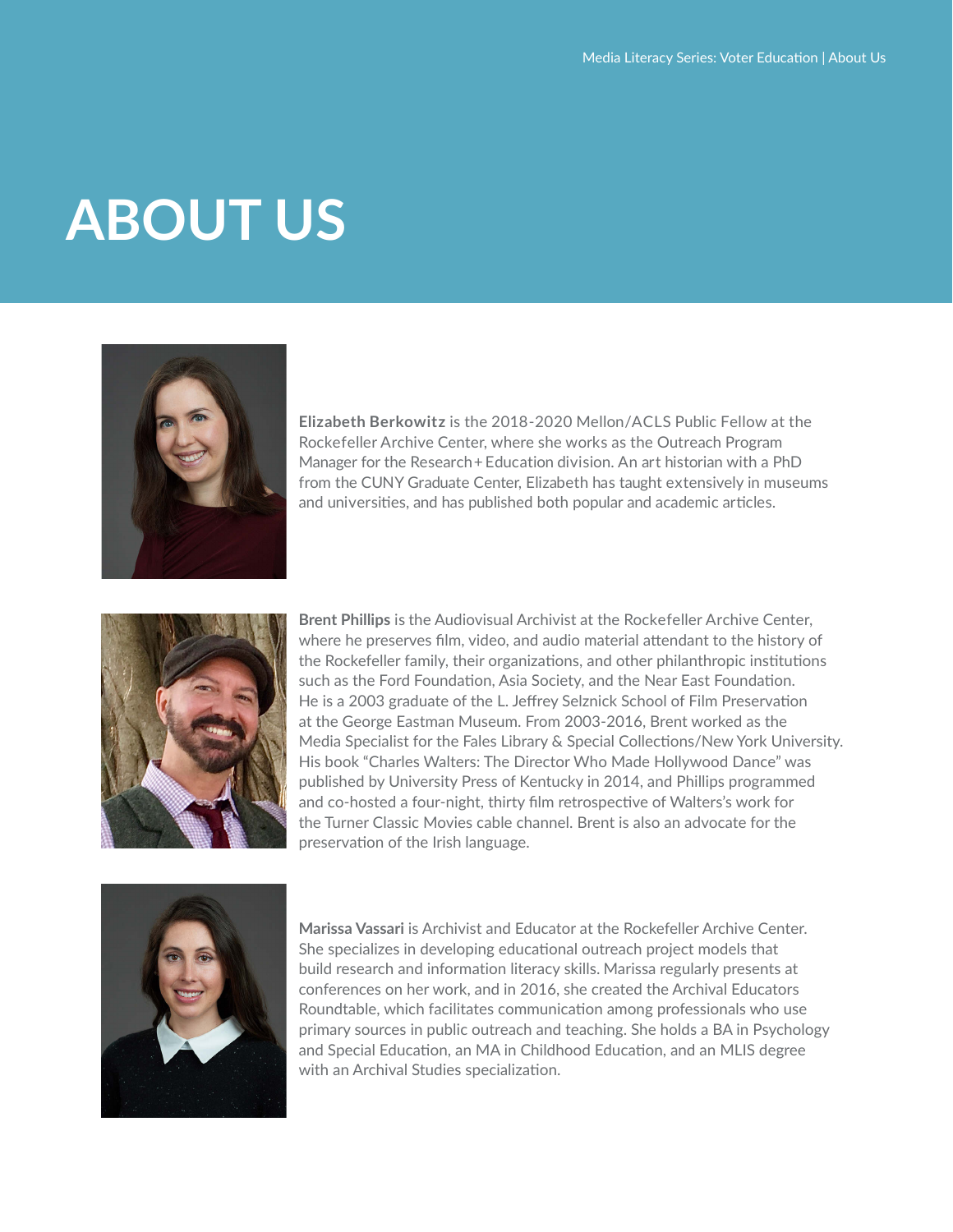# ABOUT US

**Elizabeth Berkowitz** is the 2018-2020 Mellon/ACLS Public Fellow at the Rockefeller Archive Center, where she works as the Outreach Program Manager for the Research+Education division. An art historian with a PhD from the CUNY Graduate Center, Elizabeth has taught extensively in museums and universities, and has published both popular and academic articles.

**Brent Phillips** is the Audiovisual Archivist at the Rockefeller Archive Center, where he preserves film, video, and audio material attendant to the history of the Rockefeller family, their organizations, and other philanthropic institutions such as the Ford Foundation, Asia Society, and the Near East Foundation. He is a 2003 graduate of the L. Jeffrey Selznick School of Film Preservation at the George Eastman Museum. From 2003-2016, Brent worked as the Media Specialist for the Fales Library & Special Collections/New York University. His book "Charles Walters: The Director Who Made Hollywood Dance" was published by University Press of Kentucky in 2014, and Phillips programmed and co-hosted a four-night, thirty film retrospective of Walters's work for the Turner Classic Movies cable channel. Brent is also an advocate for the preservation of the Irish language.

**Marissa Vassari** is Archivist and Educator at the Rockefeller Archive Center. She specializes in developing educational outreach project models that build research and information literacy skills. Marissa regularly presents at conferences on her work, and in 2016, she created the Archival Educators Roundtable, which facilitates communication among professionals who use primary sources in public outreach and teaching. She holds a BA in Psychology and Special Education, an MA in Childhood Education, and an MLIS degree with an Archival Studies specialization.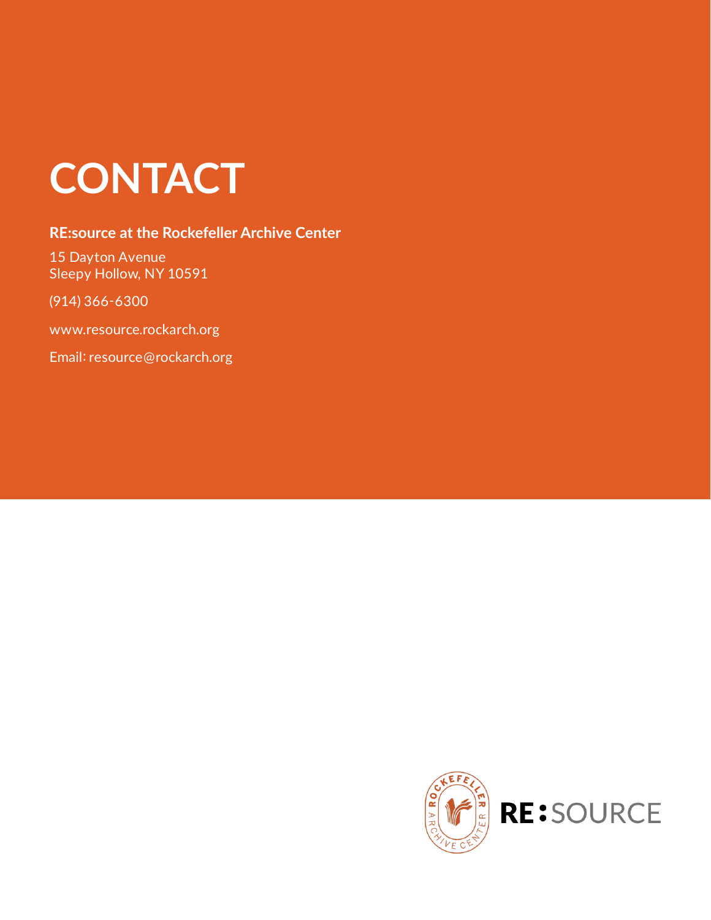# CONTACT

**RE:source at the Rockefeller Archive Center**

15 Dayton Avenue
Sleepy Hollow, NY 10591

(914) 366-6300

www.resource.rockarch.org

Email: resource@rockarch.org

RE:SOURCE